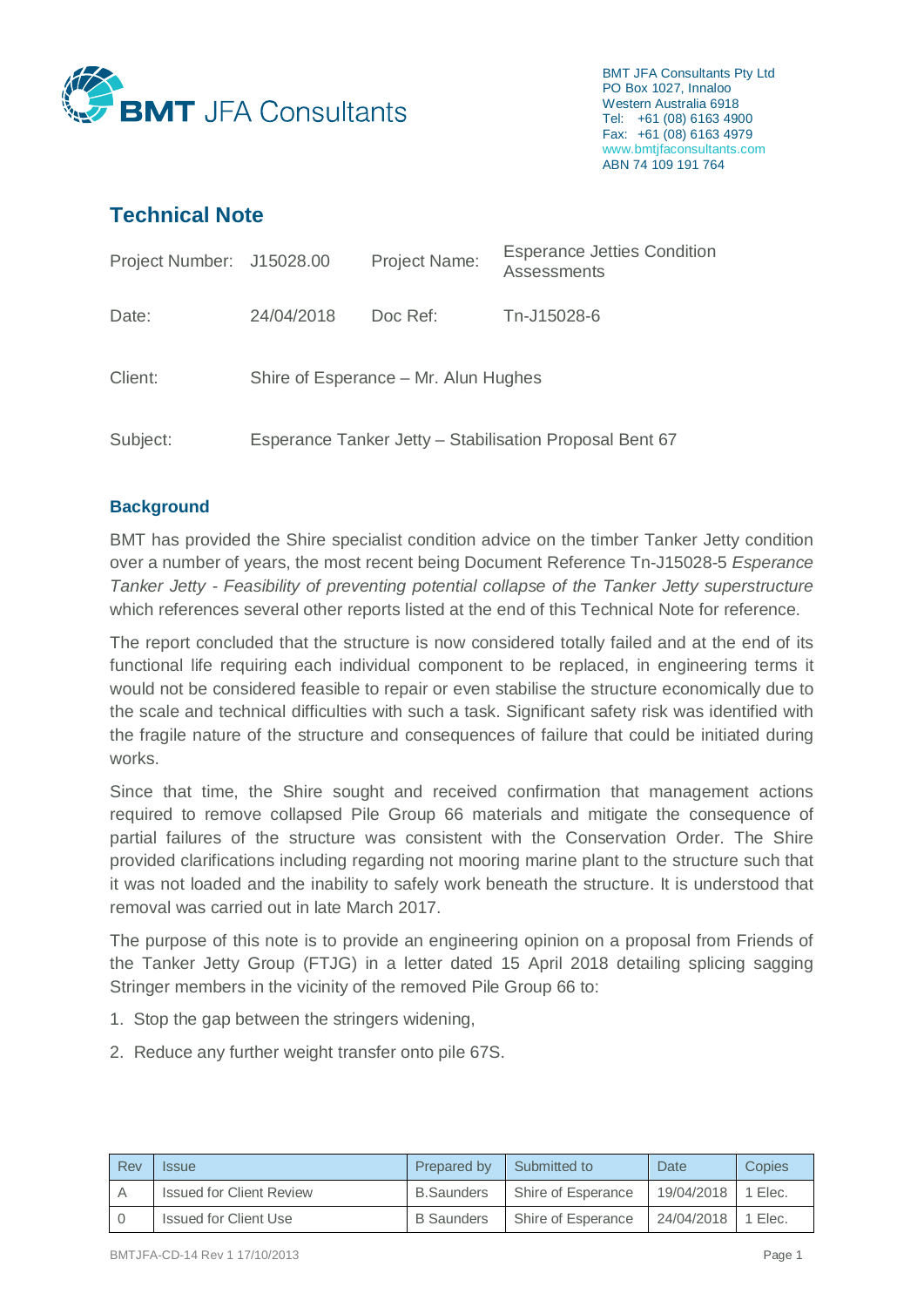BMT JFA Consultants

BMT JFA Consultants Pty Ltd
PO Box 1027, Innaloo
Western Australia 6918
Tel: +61 (08) 6163 4900
Fax: +61 (08) 6163 4979
www.bmtjfaconsultants.com
ABN 74 109 191 764

# Technical Note

| | | | |
|---|---|---|---|
| Project Number: | J15028.00 | Project Name: | Esperance Jetties Condition Assessments |
| Date: | 24/04/2018 | Doc Ref: | Tn-J15028-6 |
| Client: | Shire of Esperance – Mr. Alun Hughes | | |
| Subject: | Esperance Tanker Jetty – Stabilisation Proposal Bent 67 | | |

## Background

BMT has provided the Shire specialist condition advice on the timber Tanker Jetty condition over a number of years, the most recent being Document Reference Tn-J15028-5 *Esperance Tanker Jetty - Feasibility of preventing potential collapse of the Tanker Jetty superstructure* which references several other reports listed at the end of this Technical Note for reference.

The report concluded that the structure is now considered totally failed and at the end of its functional life requiring each individual component to be replaced, in engineering terms it would not be considered feasible to repair or even stabilise the structure economically due to the scale and technical difficulties with such a task. Significant safety risk was identified with the fragile nature of the structure and consequences of failure that could be initiated during works.

Since that time, the Shire sought and received confirmation that management actions required to remove collapsed Pile Group 66 materials and mitigate the consequence of partial failures of the structure was consistent with the Conservation Order. The Shire provided clarifications including regarding not mooring marine plant to the structure such that it was not loaded and the inability to safely work beneath the structure. It is understood that removal was carried out in late March 2017.

The purpose of this note is to provide an engineering opinion on a proposal from Friends of the Tanker Jetty Group (FTJG) in a letter dated 15 April 2018 detailing splicing sagging Stringer members in the vicinity of the removed Pile Group 66 to:

1. Stop the gap between the stringers widening,
2. Reduce any further weight transfer onto pile 67S.

| Rev | Issue | Prepared by | Submitted to | Date | Copies |
|---|---|---|---|---|---|
| A | Issued for Client Review | B.Saunders | Shire of Esperance | 19/04/2018 | 1 Elec. |
| 0 | Issued for Client Use | B Saunders | Shire of Esperance | 24/04/2018 | 1 Elec. |

BMTJFA-CD-14 Rev 1 17/10/2013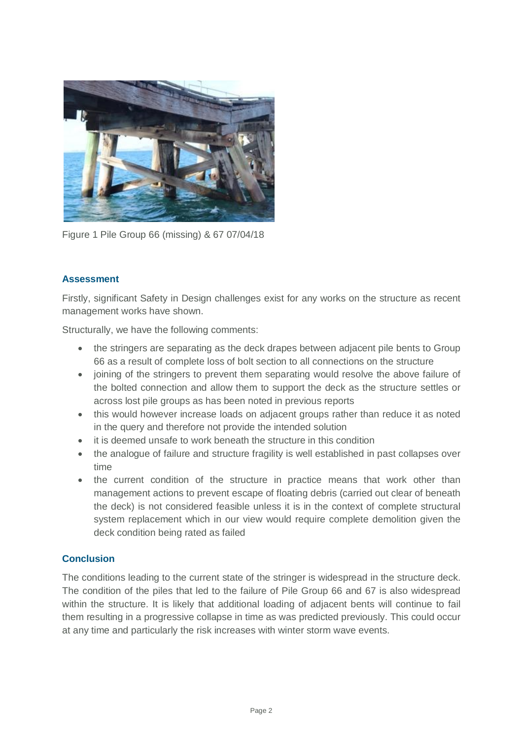Figure 1 Pile Group 66 (missing) & 67 07/04/18

## Assessment

Firstly, significant Safety in Design challenges exist for any works on the structure as recent management works have shown.

Structurally, we have the following comments:

- the stringers are separating as the deck drapes between adjacent pile bents to Group 66 as a result of complete loss of bolt section to all connections on the structure
- joining of the stringers to prevent them separating would resolve the above failure of the bolted connection and allow them to support the deck as the structure settles or across lost pile groups as has been noted in previous reports
- this would however increase loads on adjacent groups rather than reduce it as noted in the query and therefore not provide the intended solution
- it is deemed unsafe to work beneath the structure in this condition
- the analogue of failure and structure fragility is well established in past collapses over time
- the current condition of the structure in practice means that work other than management actions to prevent escape of floating debris (carried out clear of beneath the deck) is not considered feasible unless it is in the context of complete structural system replacement which in our view would require complete demolition given the deck condition being rated as failed

## Conclusion

The conditions leading to the current state of the stringer is widespread in the structure deck. The condition of the piles that led to the failure of Pile Group 66 and 67 is also widespread within the structure. It is likely that additional loading of adjacent bents will continue to fail them resulting in a progressive collapse in time as was predicted previously. This could occur at any time and particularly the risk increases with winter storm wave events.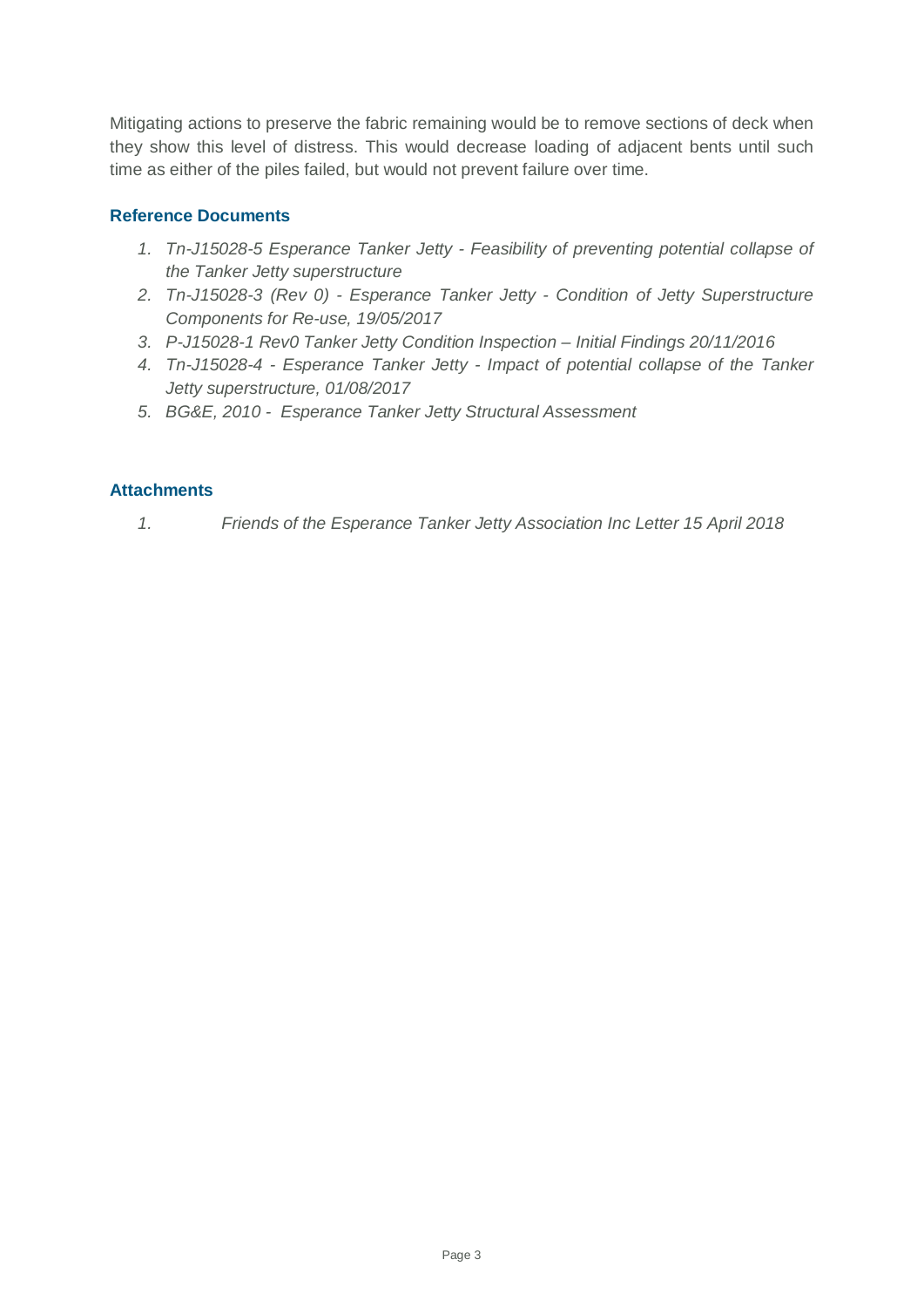Mitigating actions to preserve the fabric remaining would be to remove sections of deck when they show this level of distress. This would decrease loading of adjacent bents until such time as either of the piles failed, but would not prevent failure over time.

### Reference Documents

1. *Tn-J15028-5 Esperance Tanker Jetty - Feasibility of preventing potential collapse of the Tanker Jetty superstructure*
2. *Tn-J15028-3 (Rev 0) - Esperance Tanker Jetty - Condition of Jetty Superstructure Components for Re-use, 19/05/2017*
3. *P-J15028-1 Rev0 Tanker Jetty Condition Inspection – Initial Findings 20/11/2016*
4. *Tn-J15028-4 - Esperance Tanker Jetty - Impact of potential collapse of the Tanker Jetty superstructure, 01/08/2017*
5. *BG&E, 2010 - Esperance Tanker Jetty Structural Assessment*

### Attachments

1. *Friends of the Esperance Tanker Jetty Association Inc Letter 15 April 2018*